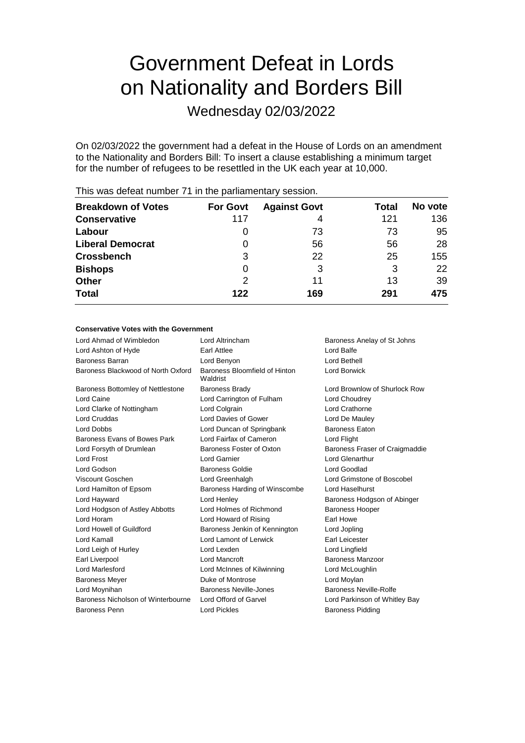# Government Defeat in Lords on Nationality and Borders Bill

Wednesday 02/03/2022

On 02/03/2022 the government had a defeat in the House of Lords on an amendment to the Nationality and Borders Bill: To insert a clause establishing a minimum target for the number of refugees to be resettled in the UK each year at 10,000.

This was defeat number 71 in the parliamentary session.

| Breakdown of Votes | For Govt | Against Govt | Total | No vote |
|---|---|---|---|---|
| **Conservative** | 117 | 4 | 121 | 136 |
| **Labour** | 0 | 73 | 73 | 95 |
| **Liberal Democrat** | 0 | 56 | 56 | 28 |
| **Crossbench** | 3 | 22 | 25 | 155 |
| **Bishops** | 0 | 3 | 3 | 22 |
| **Other** | 2 | 11 | 13 | 39 |
| **Total** | 122 | 169 | 291 | 475 |

**Conservative Votes with the Government**

| | | |
|---|---|---|
| Lord Ahmad of Wimbledon | Lord Altrincham | Baroness Anelay of St Johns |
| Lord Ashton of Hyde | Earl Attlee | Lord Balfe |
| Baroness Barran | Lord Benyon | Lord Bethell |
| Baroness Blackwood of North Oxford | Baroness Bloomfield of Hinton Waldrist | Lord Borwick |
| Baroness Bottomley of Nettlestone | Baroness Brady | Lord Brownlow of Shurlock Row |
| Lord Caine | Lord Carrington of Fulham | Lord Choudrey |
| Lord Clarke of Nottingham | Lord Colgrain | Lord Crathorne |
| Lord Cruddas | Lord Davies of Gower | Lord De Mauley |
| Lord Dobbs | Lord Duncan of Springbank | Baroness Eaton |
| Baroness Evans of Bowes Park | Lord Fairfax of Cameron | Lord Flight |
| Lord Forsyth of Drumlean | Baroness Foster of Oxton | Baroness Fraser of Craigmaddie |
| Lord Frost | Lord Garnier | Lord Glenarthur |
| Lord Godson | Baroness Goldie | Lord Goodlad |
| Viscount Goschen | Lord Greenhalgh | Lord Grimstone of Boscobel |
| Lord Hamilton of Epsom | Baroness Harding of Winscombe | Lord Haselhurst |
| Lord Hayward | Lord Henley | Baroness Hodgson of Abinger |
| Lord Hodgson of Astley Abbotts | Lord Holmes of Richmond | Baroness Hooper |
| Lord Horam | Lord Howard of Rising | Earl Howe |
| Lord Howell of Guildford | Baroness Jenkin of Kennington | Lord Jopling |
| Lord Kamall | Lord Lamont of Lerwick | Earl Leicester |
| Lord Leigh of Hurley | Lord Lexden | Lord Lingfield |
| Earl Liverpool | Lord Mancroft | Baroness Manzoor |
| Lord Marlesford | Lord McInnes of Kilwinning | Lord McLoughlin |
| Baroness Meyer | Duke of Montrose | Lord Moylan |
| Lord Moynihan | Baroness Neville-Jones | Baroness Neville-Rolfe |
| Baroness Nicholson of Winterbourne | Lord Offord of Garvel | Lord Parkinson of Whitley Bay |
| Baroness Penn | Lord Pickles | Baroness Pidding |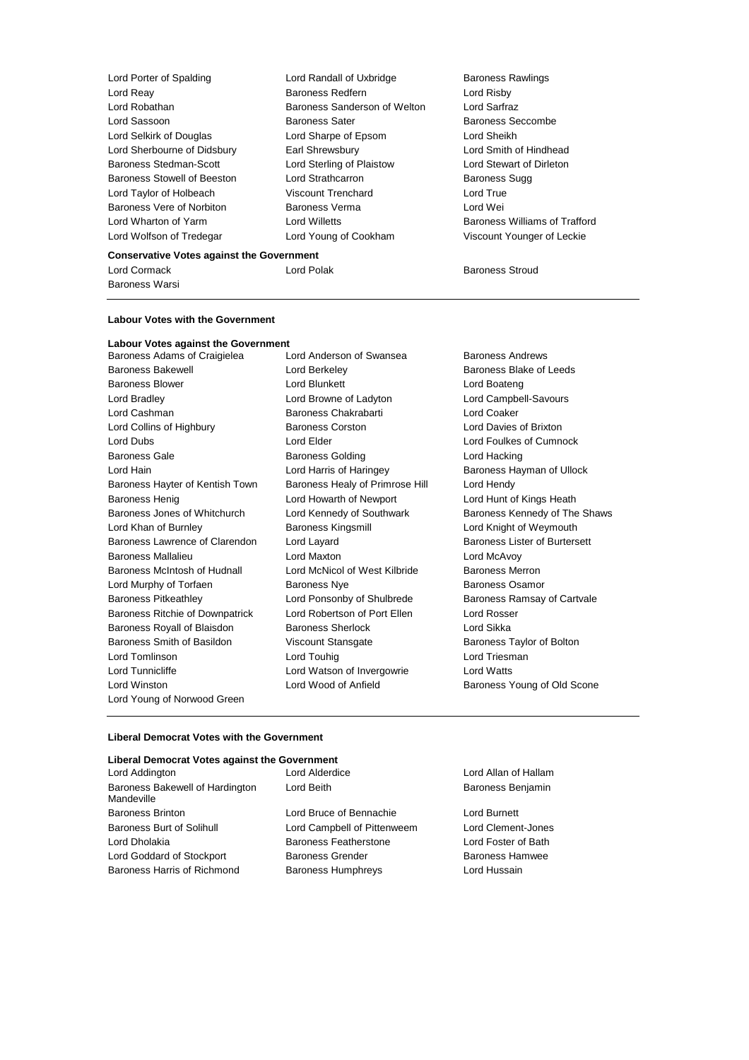Lord Porter of Spalding
Lord Randall of Uxbridge
Baroness Rawlings
Lord Reay
Baroness Redfern
Lord Risby
Lord Robathan
Baroness Sanderson of Welton
Lord Sarfraz
Lord Sassoon
Baroness Sater
Baroness Seccombe
Lord Selkirk of Douglas
Lord Sharpe of Epsom
Lord Sheikh
Lord Sherbourne of Didsbury
Earl Shrewsbury
Lord Smith of Hindhead
Baroness Stedman-Scott
Lord Sterling of Plaistow
Lord Stewart of Dirleton
Baroness Stowell of Beeston
Lord Strathcarron
Baroness Sugg
Lord Taylor of Holbeach
Viscount Trenchard
Lord True
Baroness Vere of Norbiton
Baroness Verma
Lord Wei
Lord Wharton of Yarm
Lord Willetts
Baroness Williams of Trafford
Lord Wolfson of Tredegar
Lord Young of Cookham
Viscount Younger of Leckie

**Conservative Votes against the Government**

Lord Cormack
Lord Polak
Baroness Stroud
Baroness Warsi

---

**Labour Votes with the Government**

**Labour Votes against the Government**

Baroness Adams of Craigielea
Lord Anderson of Swansea
Baroness Andrews
Baroness Bakewell
Lord Berkeley
Baroness Blake of Leeds
Baroness Blower
Lord Blunkett
Lord Boateng
Lord Bradley
Lord Browne of Ladyton
Lord Campbell-Savours
Lord Cashman
Baroness Chakrabarti
Lord Coaker
Lord Collins of Highbury
Baroness Corston
Lord Davies of Brixton
Lord Dubs
Lord Elder
Lord Foulkes of Cumnock
Baroness Gale
Baroness Golding
Lord Hacking
Lord Hain
Lord Harris of Haringey
Baroness Hayman of Ullock
Baroness Hayter of Kentish Town
Baroness Healy of Primrose Hill
Lord Hendy
Baroness Henig
Lord Howarth of Newport
Lord Hunt of Kings Heath
Baroness Jones of Whitchurch
Lord Kennedy of Southwark
Baroness Kennedy of The Shaws
Lord Khan of Burnley
Baroness Kingsmill
Lord Knight of Weymouth
Baroness Lawrence of Clarendon
Lord Layard
Baroness Lister of Burtersett
Baroness Mallalieu
Lord Maxton
Lord McAvoy
Baroness McIntosh of Hudnall
Lord McNicol of West Kilbride
Baroness Merron
Lord Murphy of Torfaen
Baroness Nye
Baroness Osamor
Baroness Pitkeathley
Lord Ponsonby of Shulbrede
Baroness Ramsay of Cartvale
Baroness Ritchie of Downpatrick
Lord Robertson of Port Ellen
Lord Rosser
Baroness Royall of Blaisdon
Baroness Sherlock
Lord Sikka
Baroness Smith of Basildon
Viscount Stansgate
Baroness Taylor of Bolton
Lord Tomlinson
Lord Touhig
Lord Triesman
Lord Tunnicliffe
Lord Watson of Invergowrie
Lord Watts
Lord Winston
Lord Wood of Anfield
Baroness Young of Old Scone
Lord Young of Norwood Green

---

**Liberal Democrat Votes with the Government**

**Liberal Democrat Votes against the Government**

Lord Addington
Lord Alderdice
Lord Allan of Hallam
Baroness Bakewell of Hardington Mandeville
Lord Beith
Baroness Benjamin
Baroness Brinton
Lord Bruce of Bennachie
Lord Burnett
Baroness Burt of Solihull
Lord Campbell of Pittenweem
Lord Clement-Jones
Lord Dholakia
Baroness Featherstone
Lord Foster of Bath
Lord Goddard of Stockport
Baroness Grender
Baroness Hamwee
Baroness Harris of Richmond
Baroness Humphreys
Lord Hussain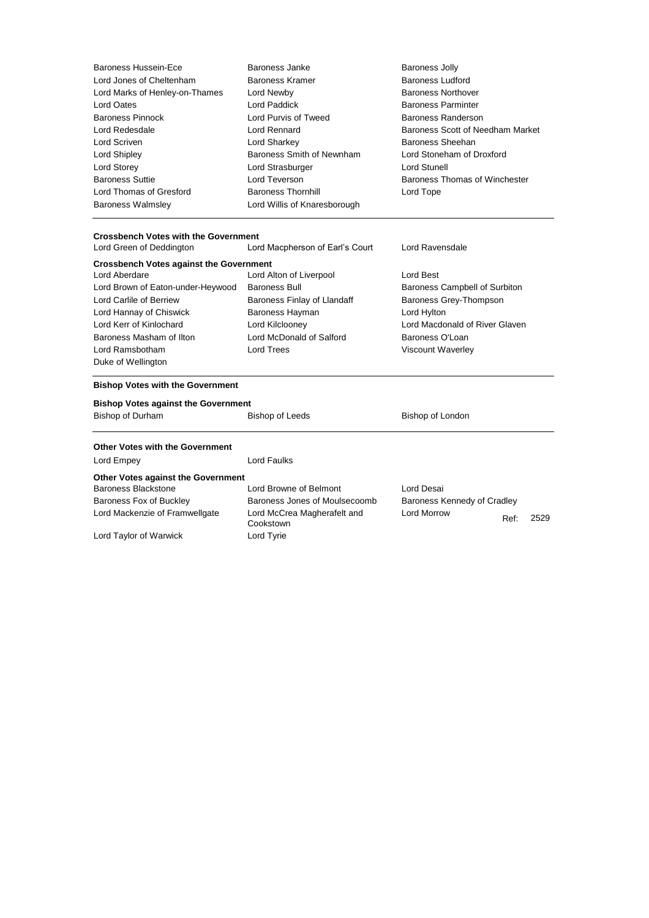| | | |
|---|---|---|
| Baroness Hussein-Ece | Baroness Janke | Baroness Jolly |
| Lord Jones of Cheltenham | Baroness Kramer | Baroness Ludford |
| Lord Marks of Henley-on-Thames | Lord Newby | Baroness Northover |
| Lord Oates | Lord Paddick | Baroness Parminter |
| Baroness Pinnock | Lord Purvis of Tweed | Baroness Randerson |
| Lord Redesdale | Lord Rennard | Baroness Scott of Needham Market |
| Lord Scriven | Lord Sharkey | Baroness Sheehan |
| Lord Shipley | Baroness Smith of Newnham | Lord Stoneham of Droxford |
| Lord Storey | Lord Strasburger | Lord Stunell |
| Baroness Suttie | Lord Teverson | Baroness Thomas of Winchester |
| Lord Thomas of Gresford | Baroness Thornhill | Lord Tope |
| Baroness Walmsley | Lord Willis of Knaresborough | |

**Crossbench Votes with the Government**

| | | |
|---|---|---|
| Lord Green of Deddington | Lord Macpherson of Earl's Court | Lord Ravensdale |

**Crossbench Votes against the Government**

| | | |
|---|---|---|
| Lord Aberdare | Lord Alton of Liverpool | Lord Best |
| Lord Brown of Eaton-under-Heywood | Baroness Bull | Baroness Campbell of Surbiton |
| Lord Carlile of Berriew | Baroness Finlay of Llandaff | Baroness Grey-Thompson |
| Lord Hannay of Chiswick | Baroness Hayman | Lord Hylton |
| Lord Kerr of Kinlochard | Lord Kilclooney | Lord Macdonald of River Glaven |
| Baroness Masham of Ilton | Lord McDonald of Salford | Baroness O'Loan |
| Lord Ramsbotham | Lord Trees | Viscount Waverley |
| Duke of Wellington | | |

**Bishop Votes with the Government**

**Bishop Votes against the Government**

| | | |
|---|---|---|
| Bishop of Durham | Bishop of Leeds | Bishop of London |

**Other Votes with the Government**

| | |
|---|---|
| Lord Empey | Lord Faulks |

**Other Votes against the Government**

| | | |
|---|---|---|
| Baroness Blackstone | Lord Browne of Belmont | Lord Desai |
| Baroness Fox of Buckley | Baroness Jones of Moulsecoomb | Baroness Kennedy of Cradley |
| Lord Mackenzie of Framwellgate | Lord McCrea Magherafelt and Cookstown | Lord Morrow |
| Lord Taylor of Warwick | Lord Tyrie | |

Ref: 2529